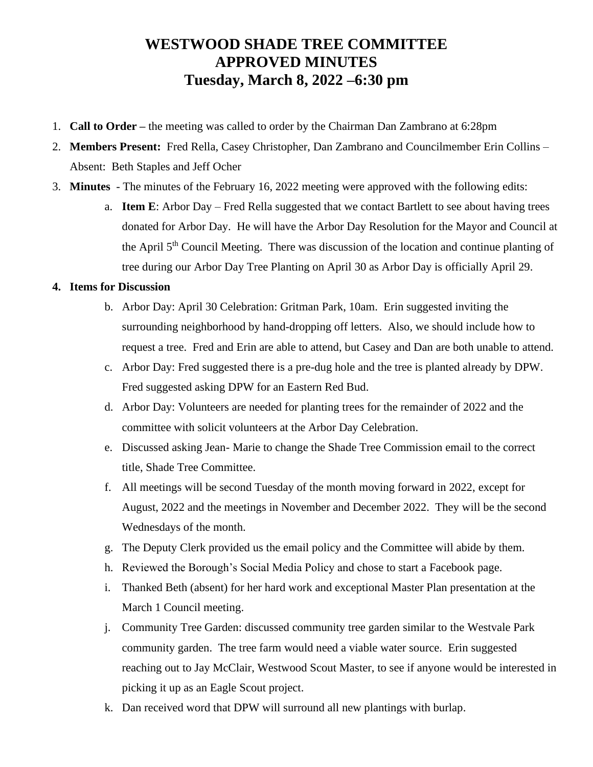# WESTWOOD SHADE TREE COMMITTEE
# APPROVED MINUTES
# Tuesday, March 8, 2022 –6:30 pm

1. **Call to Order –** the meeting was called to order by the Chairman Dan Zambrano at 6:28pm
2. **Members Present:** Fred Rella, Casey Christopher, Dan Zambrano and Councilmember Erin Collins – Absent: Beth Staples and Jeff Ocher
3. **Minutes** - The minutes of the February 16, 2022 meeting were approved with the following edits:
   a. **Item E**: Arbor Day – Fred Rella suggested that we contact Bartlett to see about having trees donated for Arbor Day. He will have the Arbor Day Resolution for the Mayor and Council at the April 5th Council Meeting. There was discussion of the location and continue planting of tree during our Arbor Day Tree Planting on April 30 as Arbor Day is officially April 29.

4. **Items for Discussion**
   b. Arbor Day: April 30 Celebration: Gritman Park, 10am. Erin suggested inviting the surrounding neighborhood by hand-dropping off letters. Also, we should include how to request a tree. Fred and Erin are able to attend, but Casey and Dan are both unable to attend.
   c. Arbor Day: Fred suggested there is a pre-dug hole and the tree is planted already by DPW. Fred suggested asking DPW for an Eastern Red Bud.
   d. Arbor Day: Volunteers are needed for planting trees for the remainder of 2022 and the committee with solicit volunteers at the Arbor Day Celebration.
   e. Discussed asking Jean- Marie to change the Shade Tree Commission email to the correct title, Shade Tree Committee.
   f. All meetings will be second Tuesday of the month moving forward in 2022, except for August, 2022 and the meetings in November and December 2022. They will be the second Wednesdays of the month.
   g. The Deputy Clerk provided us the email policy and the Committee will abide by them.
   h. Reviewed the Borough's Social Media Policy and chose to start a Facebook page.
   i. Thanked Beth (absent) for her hard work and exceptional Master Plan presentation at the March 1 Council meeting.
   j. Community Tree Garden: discussed community tree garden similar to the Westvale Park community garden. The tree farm would need a viable water source. Erin suggested reaching out to Jay McClair, Westwood Scout Master, to see if anyone would be interested in picking it up as an Eagle Scout project.
   k. Dan received word that DPW will surround all new plantings with burlap.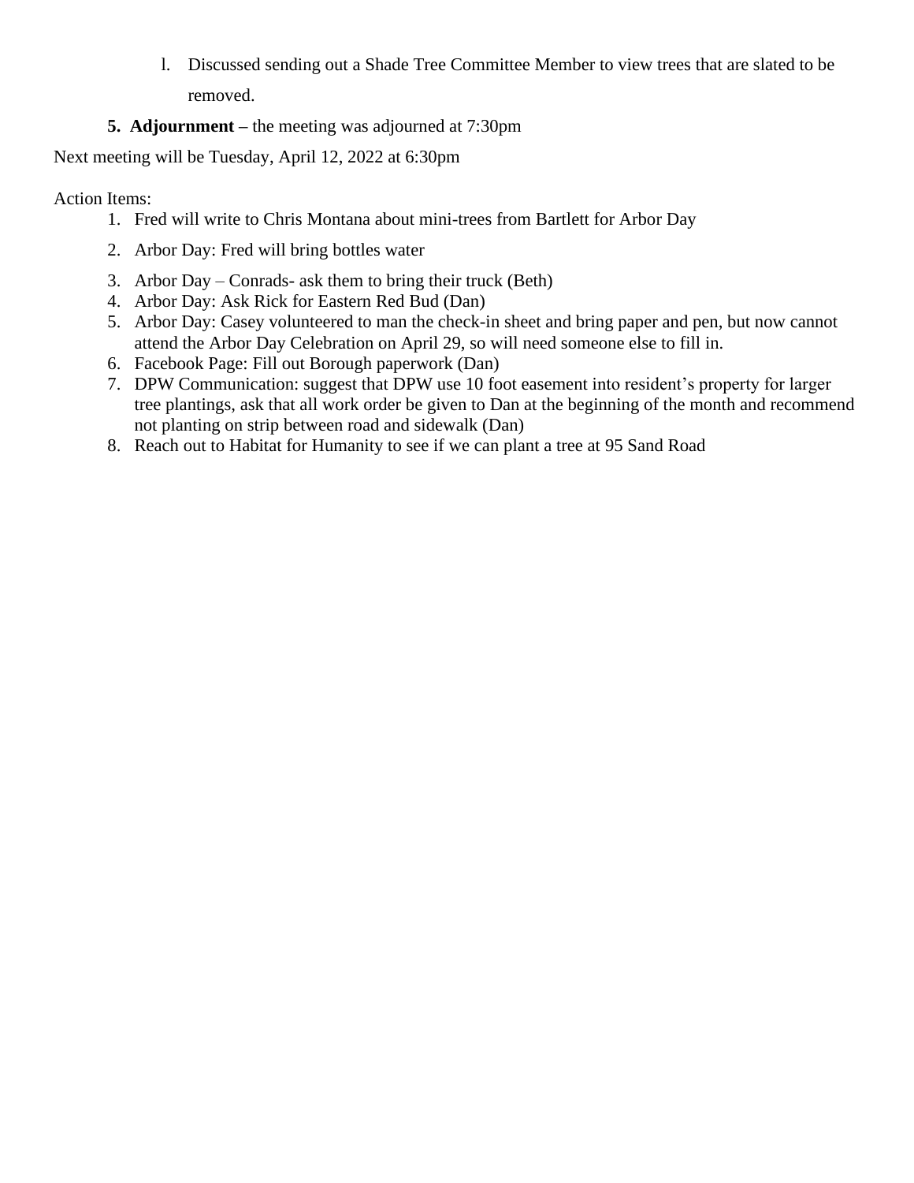l. Discussed sending out a Shade Tree Committee Member to view trees that are slated to be removed.

5. **Adjournment –** the meeting was adjourned at 7:30pm

Next meeting will be Tuesday, April 12, 2022 at 6:30pm

Action Items:

1. Fred will write to Chris Montana about mini-trees from Bartlett for Arbor Day
2. Arbor Day: Fred will bring bottles water
3. Arbor Day – Conrads- ask them to bring their truck (Beth)
4. Arbor Day: Ask Rick for Eastern Red Bud (Dan)
5. Arbor Day: Casey volunteered to man the check-in sheet and bring paper and pen, but now cannot attend the Arbor Day Celebration on April 29, so will need someone else to fill in.
6. Facebook Page: Fill out Borough paperwork (Dan)
7. DPW Communication: suggest that DPW use 10 foot easement into resident's property for larger tree plantings, ask that all work order be given to Dan at the beginning of the month and recommend not planting on strip between road and sidewalk (Dan)
8. Reach out to Habitat for Humanity to see if we can plant a tree at 95 Sand Road